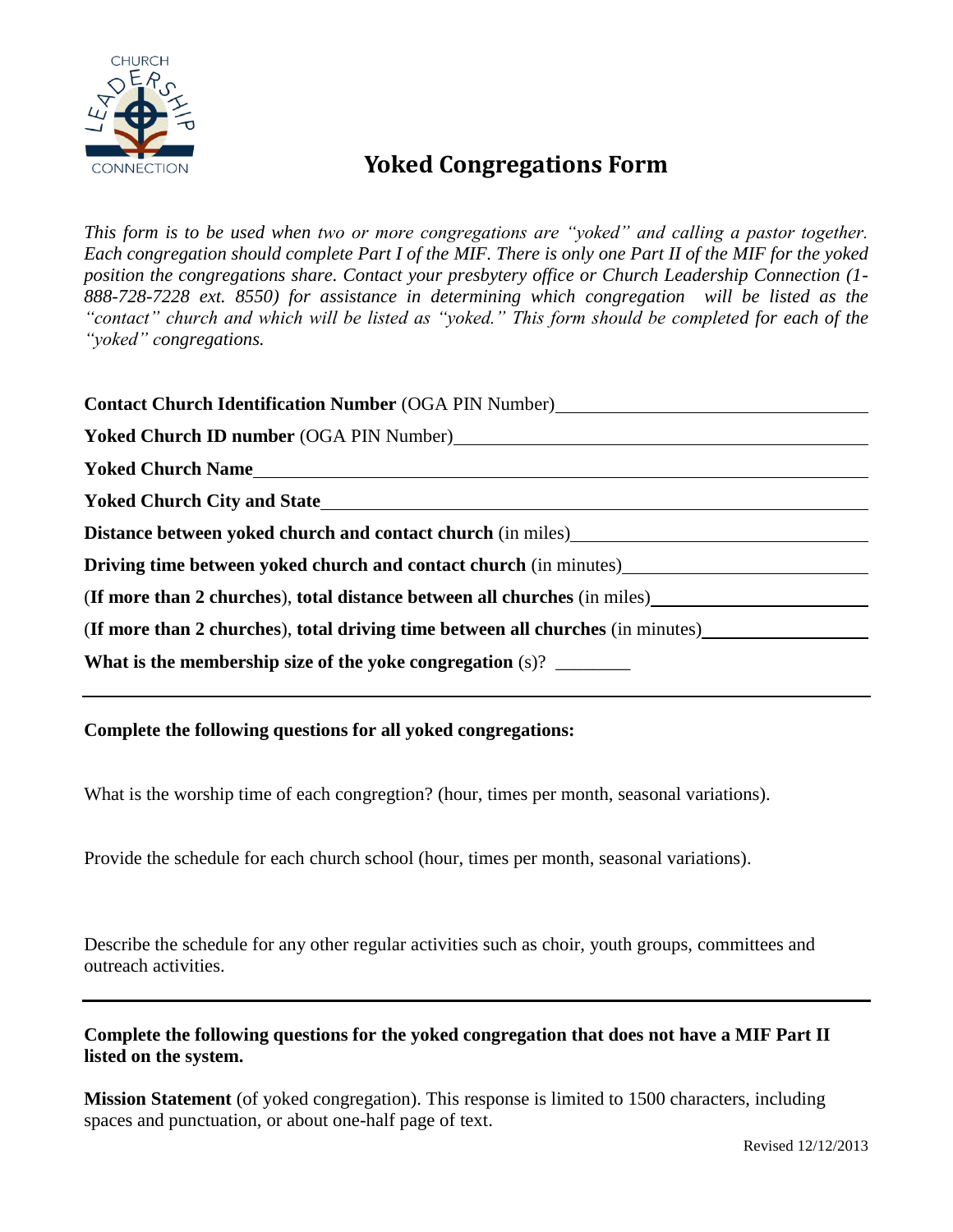# Yoked Congregations Form

*This form is to be used when two or more congregations are "yoked" and calling a pastor together. Each congregation should complete Part I of the MIF. There is only one Part II of the MIF for the yoked position the congregations share. Contact your presbytery office or Church Leadership Connection (1-888-728-7228 ext. 8550) for assistance in determining which congregation will be listed as the "contact" church and which will be listed as "yoked." This form should be completed for each of the "yoked" congregations.*

**Contact Church Identification Number** (OGA PIN Number)\_\_\_\_\_\_\_\_\_\_\_\_\_\_\_\_\_\_\_\_

**Yoked Church ID number** (OGA PIN Number)\_\_\_\_\_\_\_\_\_\_\_\_\_\_\_\_\_\_\_\_

**Yoked Church Name**\_\_\_\_\_\_\_\_\_\_\_\_\_\_\_\_\_\_\_\_

**Yoked Church City and State**\_\_\_\_\_\_\_\_\_\_\_\_\_\_\_\_\_\_\_\_

**Distance between yoked church and contact church** (in miles)\_\_\_\_\_\_\_\_\_\_\_\_\_\_\_\_\_\_\_\_

**Driving time between yoked church and contact church** (in minutes)\_\_\_\_\_\_\_\_\_\_\_\_\_\_\_\_\_\_\_\_

(**If more than 2 churches**), **total distance between all churches** (in miles)\_\_\_\_\_\_\_\_\_\_\_\_\_\_\_\_\_\_\_\_

(**If more than 2 churches**), **total driving time between all churches** (in minutes)\_\_\_\_\_\_\_\_\_\_\_\_\_\_\_\_\_\_\_\_

**What is the membership size of the yoke congregation** (s)? \_\_\_\_\_\_\_\_

---

**Complete the following questions for all yoked congregations:**

What is the worship time of each congregtion? (hour, times per month, seasonal variations).

Provide the schedule for each church school (hour, times per month, seasonal variations).

Describe the schedule for any other regular activities such as choir, youth groups, committees and outreach activities.

---

**Complete the following questions for the yoked congregation that does not have a MIF Part II listed on the system.**

**Mission Statement** (of yoked congregation). This response is limited to 1500 characters, including spaces and punctuation, or about one-half page of text.

Revised 12/12/2013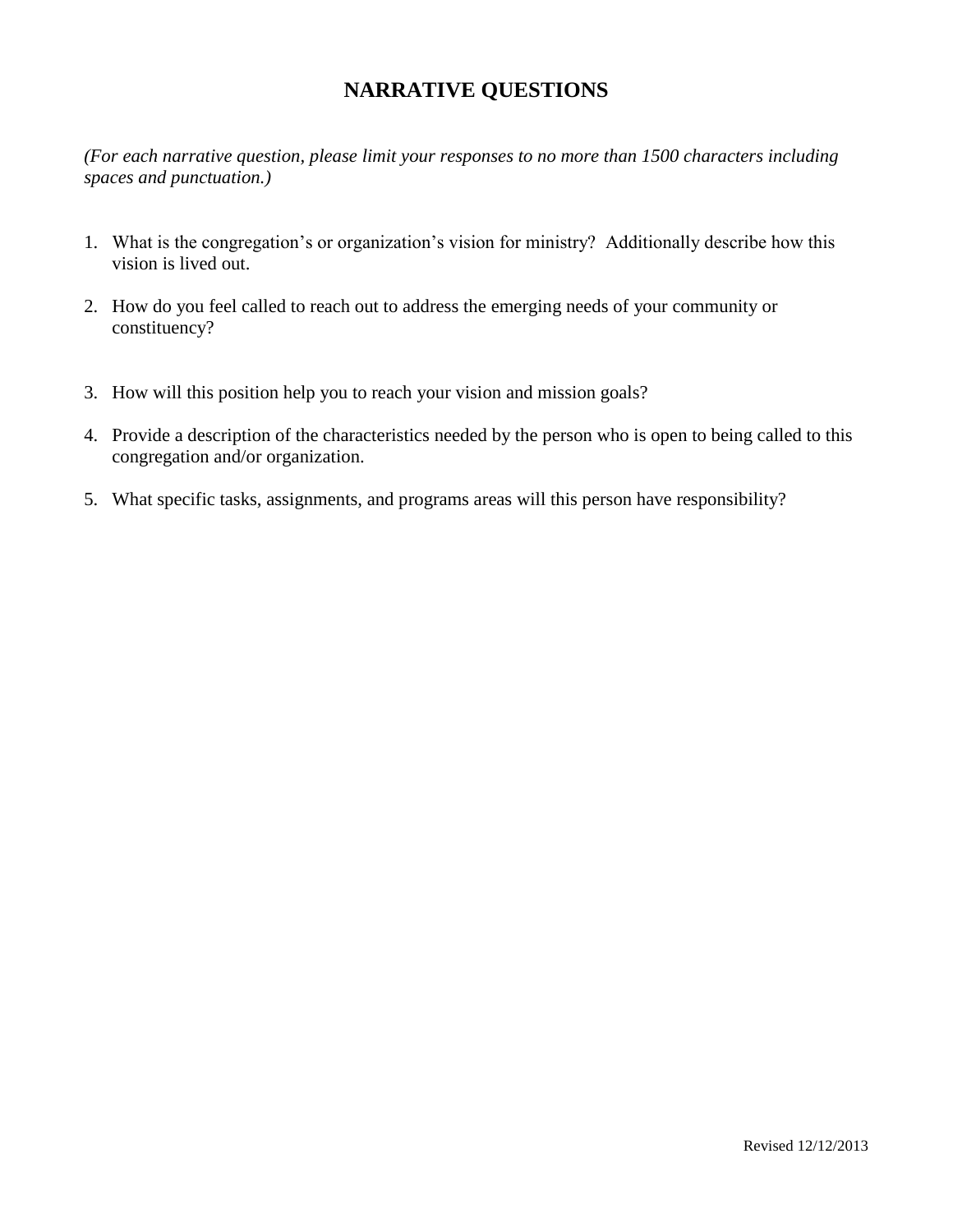# NARRATIVE QUESTIONS

*(For each narrative question, please limit your responses to no more than 1500 characters including spaces and punctuation.)*

1. What is the congregation's or organization's vision for ministry? Additionally describe how this vision is lived out.
2. How do you feel called to reach out to address the emerging needs of your community or constituency?
3. How will this position help you to reach your vision and mission goals?
4. Provide a description of the characteristics needed by the person who is open to being called to this congregation and/or organization.
5. What specific tasks, assignments, and programs areas will this person have responsibility?

Revised 12/12/2013